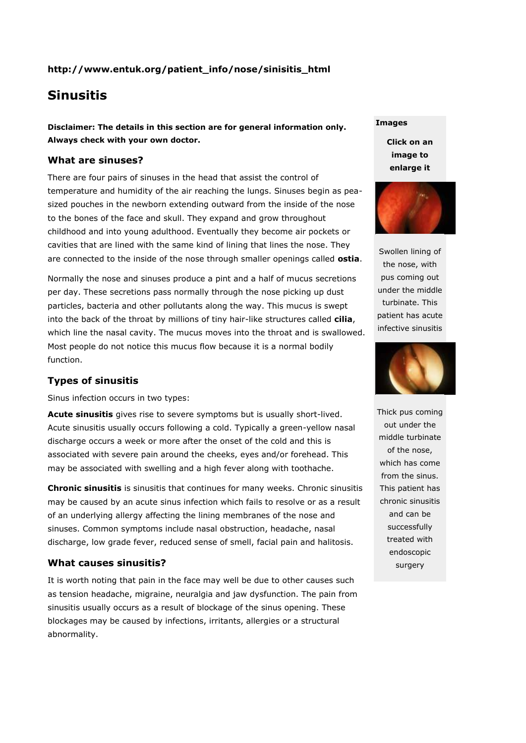**http://www.entuk.org/patient_info/nose/sinisitis_html**

# Sinusitis

**Disclaimer: The details in this section are for general information only. Always check with your own doctor.**

## What are sinuses?

There are four pairs of sinuses in the head that assist the control of temperature and humidity of the air reaching the lungs. Sinuses begin as pea-sized pouches in the newborn extending outward from the inside of the nose to the bones of the face and skull. They expand and grow throughout childhood and into young adulthood. Eventually they become air pockets or cavities that are lined with the same kind of lining that lines the nose. They are connected to the inside of the nose through smaller openings called **ostia**.

Normally the nose and sinuses produce a pint and a half of mucus secretions per day. These secretions pass normally through the nose picking up dust particles, bacteria and other pollutants along the way. This mucus is swept into the back of the throat by millions of tiny hair-like structures called **cilia**, which line the nasal cavity. The mucus moves into the throat and is swallowed. Most people do not notice this mucus flow because it is a normal bodily function.

## Types of sinusitis

Sinus infection occurs in two types:

**Acute sinusitis** gives rise to severe symptoms but is usually short-lived. Acute sinusitis usually occurs following a cold. Typically a green-yellow nasal discharge occurs a week or more after the onset of the cold and this is associated with severe pain around the cheeks, eyes and/or forehead. This may be associated with swelling and a high fever along with toothache.

**Chronic sinusitis** is sinusitis that continues for many weeks. Chronic sinusitis may be caused by an acute sinus infection which fails to resolve or as a result of an underlying allergy affecting the lining membranes of the nose and sinuses. Common symptoms include nasal obstruction, headache, nasal discharge, low grade fever, reduced sense of smell, facial pain and halitosis.

## What causes sinusitis?

It is worth noting that pain in the face may well be due to other causes such as tension headache, migraine, neuralgia and jaw dysfunction. The pain from sinusitis usually occurs as a result of blockage of the sinus opening. These blockages may be caused by infections, irritants, allergies or a structural abnormality.

**Images**

**Click on an image to enlarge it**

Swollen lining of the nose, with pus coming out under the middle turbinate. This patient has acute infective sinusitis

Thick pus coming out under the middle turbinate of the nose, which has come from the sinus. This patient has chronic sinusitis and can be successfully treated with endoscopic surgery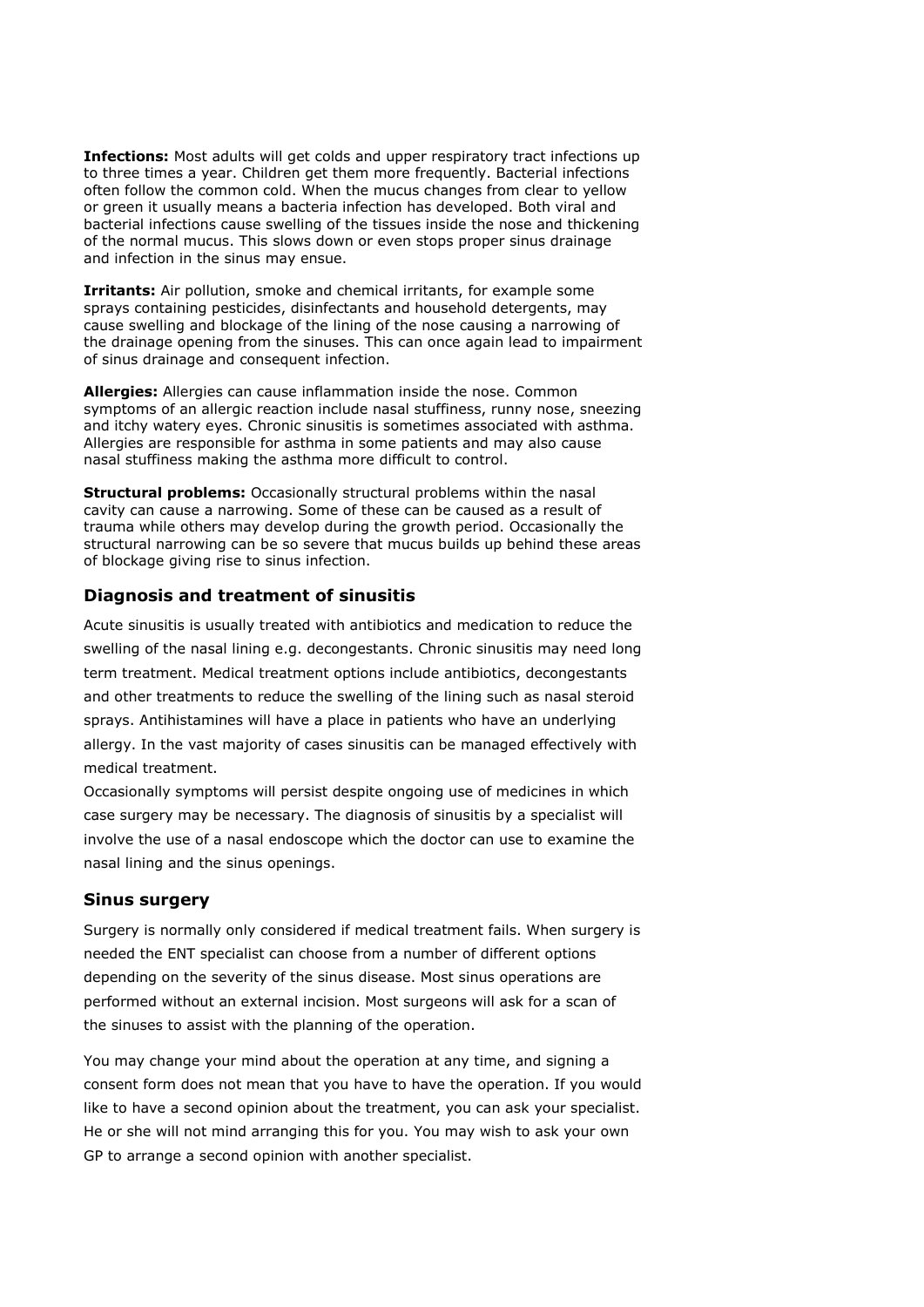**Infections:** Most adults will get colds and upper respiratory tract infections up to three times a year. Children get them more frequently. Bacterial infections often follow the common cold. When the mucus changes from clear to yellow or green it usually means a bacteria infection has developed. Both viral and bacterial infections cause swelling of the tissues inside the nose and thickening of the normal mucus. This slows down or even stops proper sinus drainage and infection in the sinus may ensue.

**Irritants:** Air pollution, smoke and chemical irritants, for example some sprays containing pesticides, disinfectants and household detergents, may cause swelling and blockage of the lining of the nose causing a narrowing of the drainage opening from the sinuses. This can once again lead to impairment of sinus drainage and consequent infection.

**Allergies:** Allergies can cause inflammation inside the nose. Common symptoms of an allergic reaction include nasal stuffiness, runny nose, sneezing and itchy watery eyes. Chronic sinusitis is sometimes associated with asthma. Allergies are responsible for asthma in some patients and may also cause nasal stuffiness making the asthma more difficult to control.

**Structural problems:** Occasionally structural problems within the nasal cavity can cause a narrowing. Some of these can be caused as a result of trauma while others may develop during the growth period. Occasionally the structural narrowing can be so severe that mucus builds up behind these areas of blockage giving rise to sinus infection.

## Diagnosis and treatment of sinusitis

Acute sinusitis is usually treated with antibiotics and medication to reduce the swelling of the nasal lining e.g. decongestants. Chronic sinusitis may need long term treatment. Medical treatment options include antibiotics, decongestants and other treatments to reduce the swelling of the lining such as nasal steroid sprays. Antihistamines will have a place in patients who have an underlying allergy. In the vast majority of cases sinusitis can be managed effectively with medical treatment.

Occasionally symptoms will persist despite ongoing use of medicines in which case surgery may be necessary. The diagnosis of sinusitis by a specialist will involve the use of a nasal endoscope which the doctor can use to examine the nasal lining and the sinus openings.

## Sinus surgery

Surgery is normally only considered if medical treatment fails. When surgery is needed the ENT specialist can choose from a number of different options depending on the severity of the sinus disease. Most sinus operations are performed without an external incision. Most surgeons will ask for a scan of the sinuses to assist with the planning of the operation.

You may change your mind about the operation at any time, and signing a consent form does not mean that you have to have the operation. If you would like to have a second opinion about the treatment, you can ask your specialist. He or she will not mind arranging this for you. You may wish to ask your own GP to arrange a second opinion with another specialist.